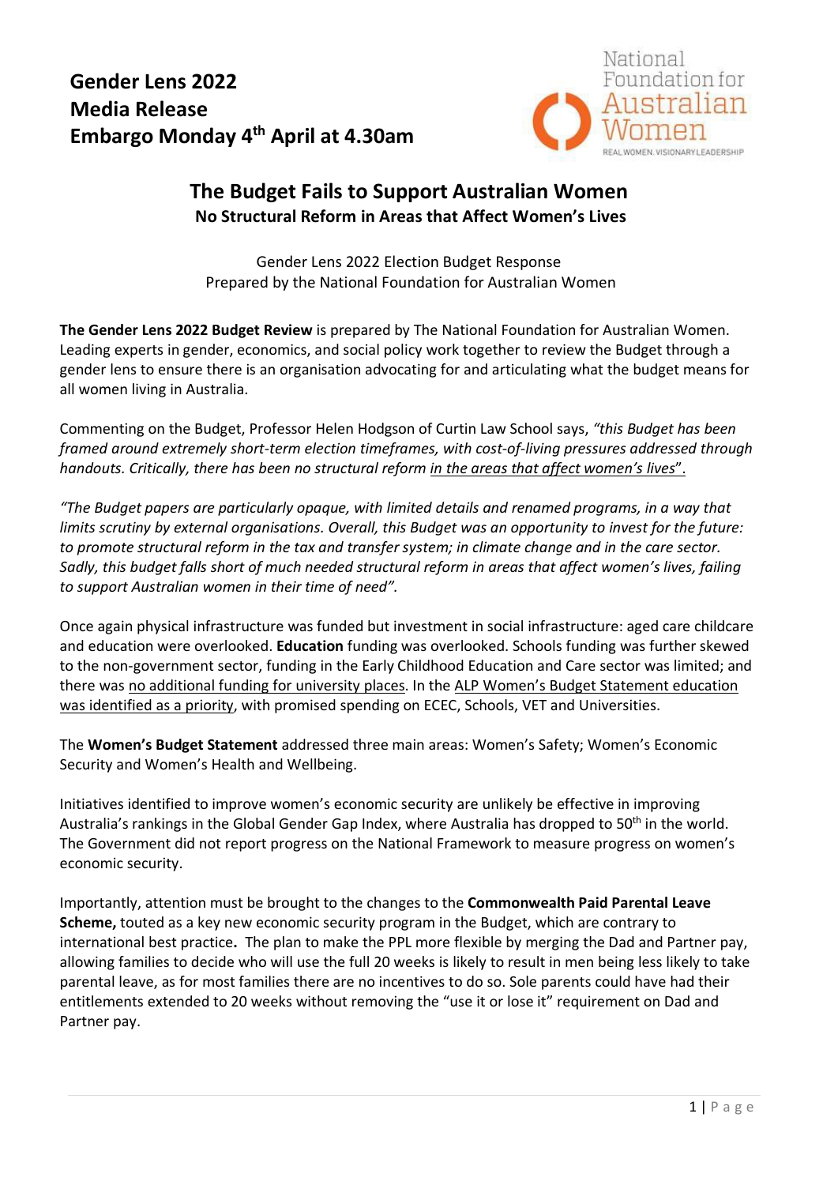**Gender Lens 2022**
**Media Release**
**Embargo Monday 4th April at 4.30am**

National Foundation for Australian Women
REAL WOMEN. VISIONARY LEADERSHIP

# The Budget Fails to Support Australian Women

## No Structural Reform in Areas that Affect Women's Lives

Gender Lens 2022 Election Budget Response
Prepared by the National Foundation for Australian Women

**The Gender Lens 2022 Budget Review** is prepared by The National Foundation for Australian Women. Leading experts in gender, economics, and social policy work together to review the Budget through a gender lens to ensure there is an organisation advocating for and articulating what the budget means for all women living in Australia.

Commenting on the Budget, Professor Helen Hodgson of Curtin Law School says, *"this Budget has been framed around extremely short-term election timeframes, with cost-of-living pressures addressed through handouts. Critically, there has been no structural reform in the areas that affect women's lives"*.

*"The Budget papers are particularly opaque, with limited details and renamed programs, in a way that limits scrutiny by external organisations. Overall, this Budget was an opportunity to invest for the future: to promote structural reform in the tax and transfer system; in climate change and in the care sector. Sadly, this budget falls short of much needed structural reform in areas that affect women's lives, failing to support Australian women in their time of need".*

Once again physical infrastructure was funded but investment in social infrastructure: aged care childcare and education were overlooked. **Education** funding was overlooked. Schools funding was further skewed to the non-government sector, funding in the Early Childhood Education and Care sector was limited; and there was no additional funding for university places. In the ALP Women's Budget Statement education was identified as a priority, with promised spending on ECEC, Schools, VET and Universities.

The **Women's Budget Statement** addressed three main areas: Women's Safety; Women's Economic Security and Women's Health and Wellbeing.

Initiatives identified to improve women's economic security are unlikely be effective in improving Australia's rankings in the Global Gender Gap Index, where Australia has dropped to 50th in the world. The Government did not report progress on the National Framework to measure progress on women's economic security.

Importantly, attention must be brought to the changes to the **Commonwealth Paid Parental Leave Scheme,** touted as a key new economic security program in the Budget, which are contrary to international best practice**.** The plan to make the PPL more flexible by merging the Dad and Partner pay, allowing families to decide who will use the full 20 weeks is likely to result in men being less likely to take parental leave, as for most families there are no incentives to do so. Sole parents could have had their entitlements extended to 20 weeks without removing the "use it or lose it" requirement on Dad and Partner pay.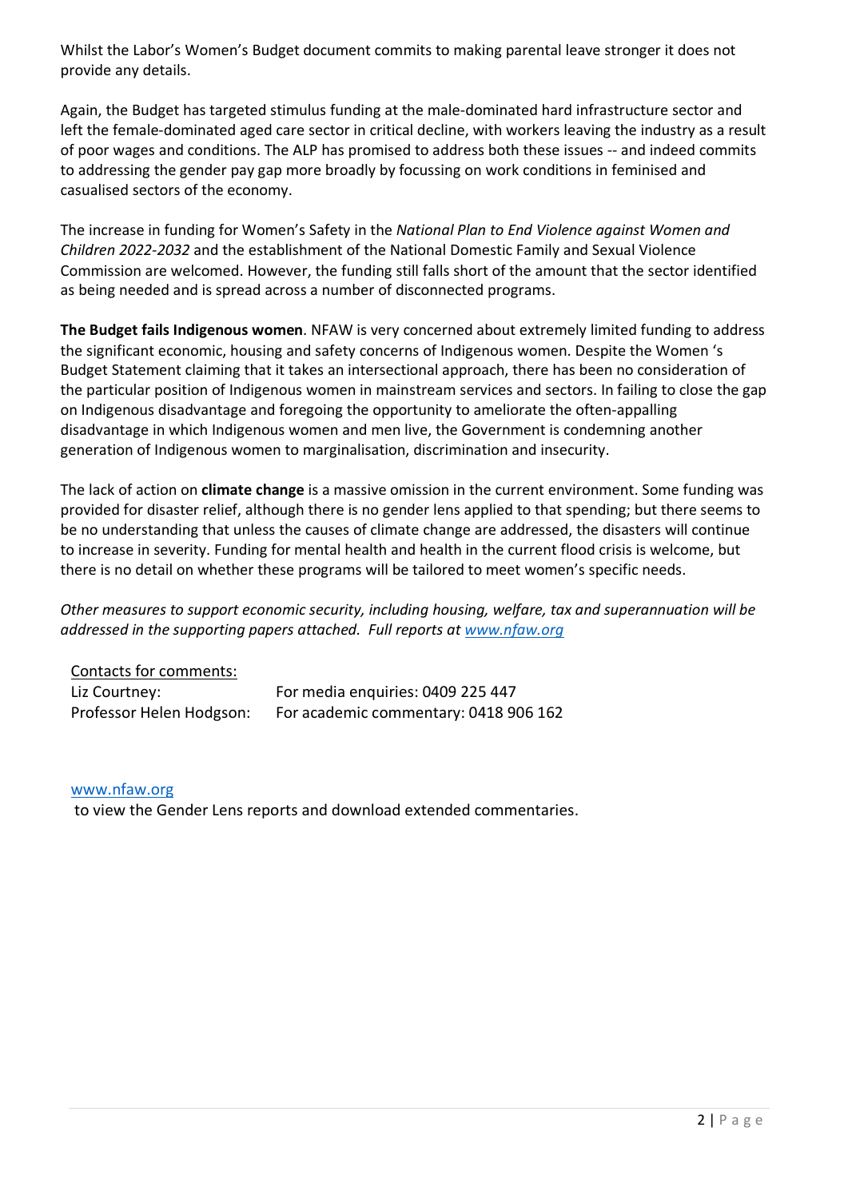Whilst the Labor's Women's Budget document commits to making parental leave stronger it does not provide any details.

Again, the Budget has targeted stimulus funding at the male-dominated hard infrastructure sector and left the female-dominated aged care sector in critical decline, with workers leaving the industry as a result of poor wages and conditions. The ALP has promised to address both these issues -- and indeed commits to addressing the gender pay gap more broadly by focussing on work conditions in feminised and casualised sectors of the economy.

The increase in funding for Women's Safety in the *National Plan to End Violence against Women and Children 2022-2032* and the establishment of the National Domestic Family and Sexual Violence Commission are welcomed. However, the funding still falls short of the amount that the sector identified as being needed and is spread across a number of disconnected programs.

**The Budget fails Indigenous women**. NFAW is very concerned about extremely limited funding to address the significant economic, housing and safety concerns of Indigenous women. Despite the Women 's Budget Statement claiming that it takes an intersectional approach, there has been no consideration of the particular position of Indigenous women in mainstream services and sectors. In failing to close the gap on Indigenous disadvantage and foregoing the opportunity to ameliorate the often-appalling disadvantage in which Indigenous women and men live, the Government is condemning another generation of Indigenous women to marginalisation, discrimination and insecurity.

The lack of action on **climate change** is a massive omission in the current environment. Some funding was provided for disaster relief, although there is no gender lens applied to that spending; but there seems to be no understanding that unless the causes of climate change are addressed, the disasters will continue to increase in severity. Funding for mental health and health in the current flood crisis is welcome, but there is no detail on whether these programs will be tailored to meet women's specific needs.

*Other measures to support economic security, including housing, welfare, tax and superannuation will be addressed in the supporting papers attached. Full reports at [www.nfaw.org](www.nfaw.org)*

Contacts for comments:

Liz Courtney: For media enquiries: 0409 225 447

Professor Helen Hodgson: For academic commentary: 0418 906 162

[www.nfaw.org](www.nfaw.org) to view the Gender Lens reports and download extended commentaries.